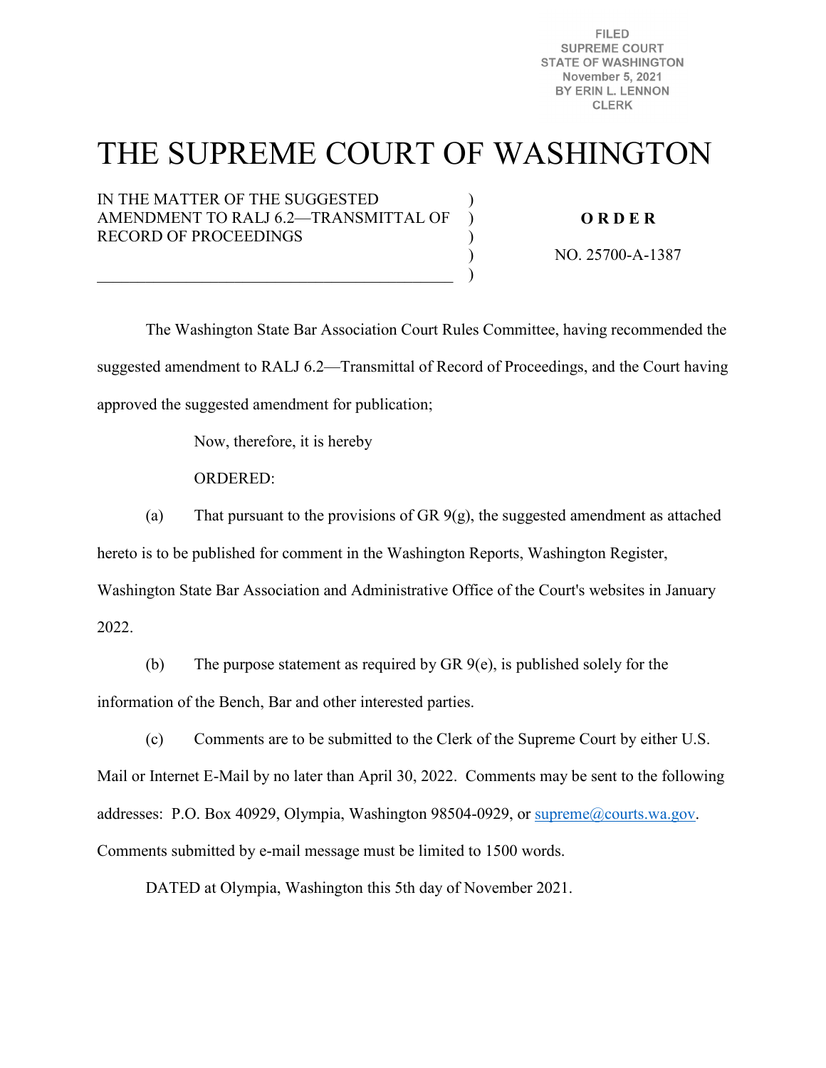FILED
SUPREME COURT
STATE OF WASHINGTON
November 5, 2021
BY ERIN L. LENNON
CLERK

# THE SUPREME COURT OF WASHINGTON

IN THE MATTER OF THE SUGGESTED AMENDMENT TO RALJ 6.2—TRANSMITTAL OF RECORD OF PROCEEDINGS

**O R D E R**

NO. 25700-A-1387

The Washington State Bar Association Court Rules Committee, having recommended the suggested amendment to RALJ 6.2—Transmittal of Record of Proceedings, and the Court having approved the suggested amendment for publication;

Now, therefore, it is hereby

ORDERED:

(a) That pursuant to the provisions of GR 9(g), the suggested amendment as attached hereto is to be published for comment in the Washington Reports, Washington Register, Washington State Bar Association and Administrative Office of the Court's websites in January 2022.

(b) The purpose statement as required by GR 9(e), is published solely for the information of the Bench, Bar and other interested parties.

(c) Comments are to be submitted to the Clerk of the Supreme Court by either U.S. Mail or Internet E-Mail by no later than April 30, 2022. Comments may be sent to the following addresses: P.O. Box 40929, Olympia, Washington 98504-0929, or supreme@courts.wa.gov. Comments submitted by e-mail message must be limited to 1500 words.

DATED at Olympia, Washington this 5th day of November 2021.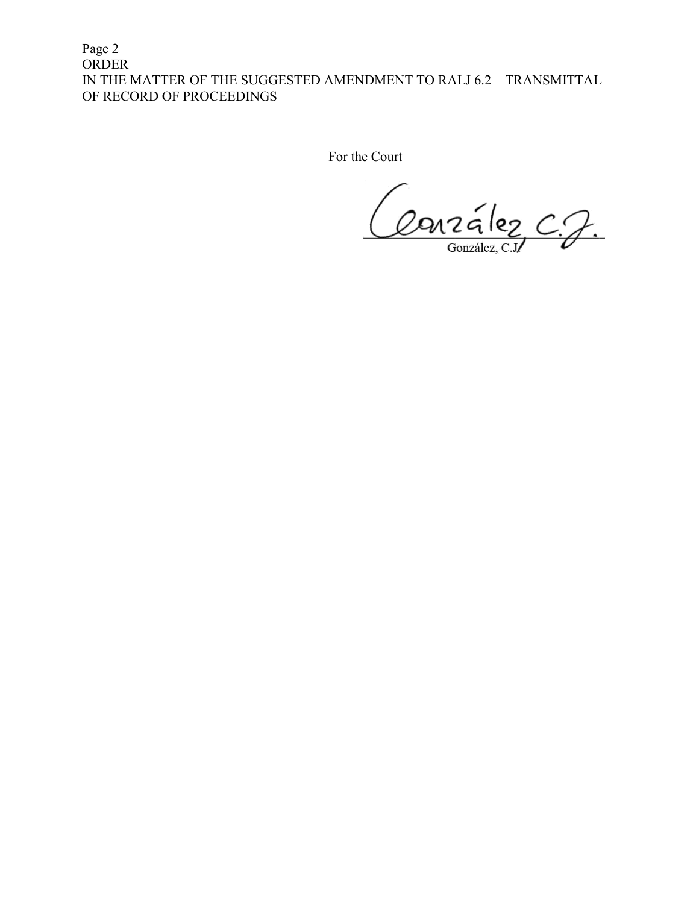For the Court

González, C.J.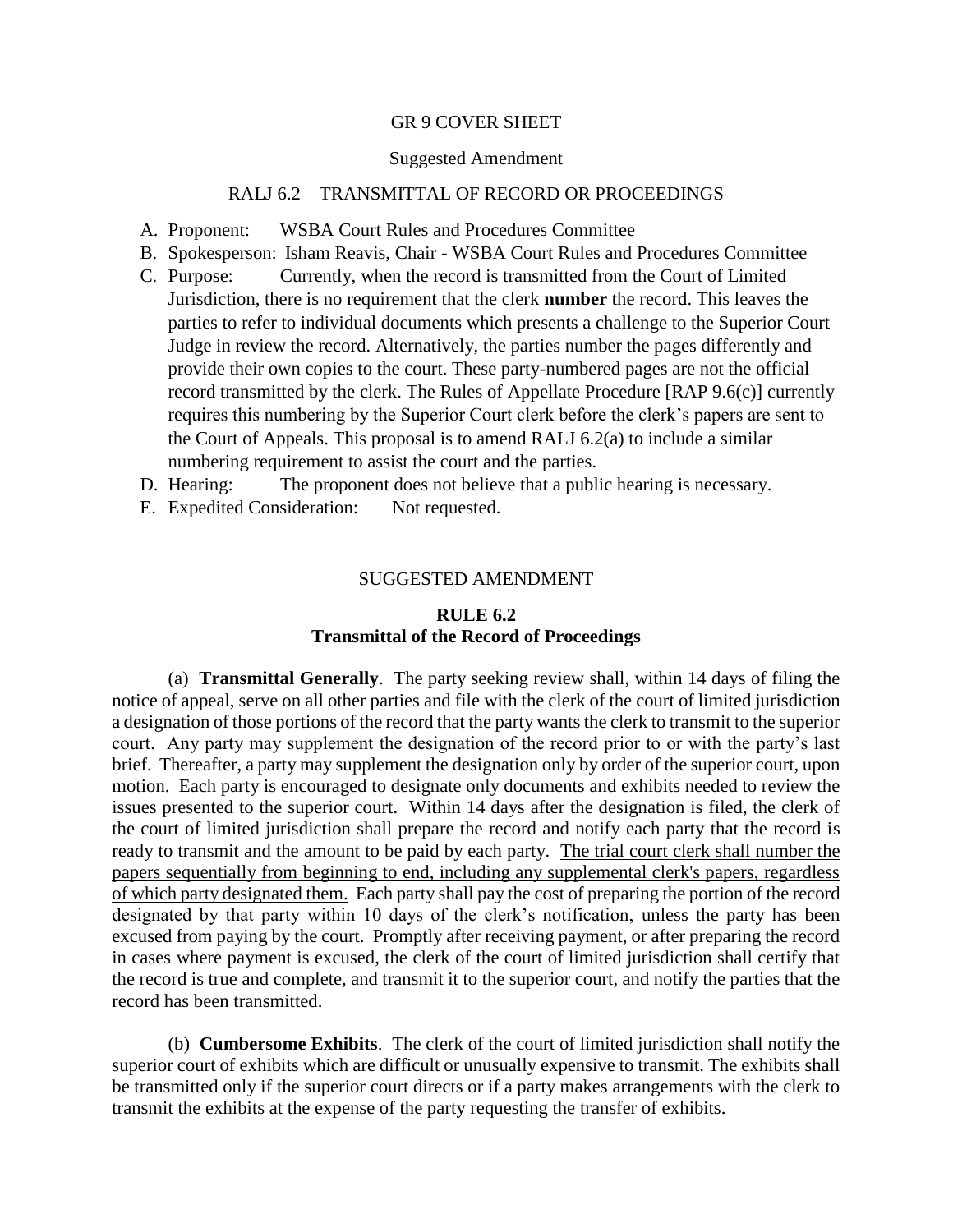GR 9 COVER SHEET

Suggested Amendment

RALJ 6.2 – TRANSMITTAL OF RECORD OR PROCEEDINGS

A. Proponent: WSBA Court Rules and Procedures Committee
B. Spokesperson: Isham Reavis, Chair - WSBA Court Rules and Procedures Committee
C. Purpose: Currently, when the record is transmitted from the Court of Limited Jurisdiction, there is no requirement that the clerk **number** the record. This leaves the parties to refer to individual documents which presents a challenge to the Superior Court Judge in review the record. Alternatively, the parties number the pages differently and provide their own copies to the court. These party-numbered pages are not the official record transmitted by the clerk. The Rules of Appellate Procedure [RAP 9.6(c)] currently requires this numbering by the Superior Court clerk before the clerk's papers are sent to the Court of Appeals. This proposal is to amend RALJ 6.2(a) to include a similar numbering requirement to assist the court and the parties.
D. Hearing: The proponent does not believe that a public hearing is necessary.
E. Expedited Consideration: Not requested.

SUGGESTED AMENDMENT

**RULE 6.2**
**Transmittal of the Record of Proceedings**

(a) **Transmittal Generally**. The party seeking review shall, within 14 days of filing the notice of appeal, serve on all other parties and file with the clerk of the court of limited jurisdiction a designation of those portions of the record that the party wants the clerk to transmit to the superior court. Any party may supplement the designation of the record prior to or with the party's last brief. Thereafter, a party may supplement the designation only by order of the superior court, upon motion. Each party is encouraged to designate only documents and exhibits needed to review the issues presented to the superior court. Within 14 days after the designation is filed, the clerk of the court of limited jurisdiction shall prepare the record and notify each party that the record is ready to transmit and the amount to be paid by each party. <u>The trial court clerk shall number the papers sequentially from beginning to end, including any supplemental clerk's papers, regardless of which party designated them.</u> Each party shall pay the cost of preparing the portion of the record designated by that party within 10 days of the clerk's notification, unless the party has been excused from paying by the court. Promptly after receiving payment, or after preparing the record in cases where payment is excused, the clerk of the court of limited jurisdiction shall certify that the record is true and complete, and transmit it to the superior court, and notify the parties that the record has been transmitted.

(b) **Cumbersome Exhibits**. The clerk of the court of limited jurisdiction shall notify the superior court of exhibits which are difficult or unusually expensive to transmit. The exhibits shall be transmitted only if the superior court directs or if a party makes arrangements with the clerk to transmit the exhibits at the expense of the party requesting the transfer of exhibits.